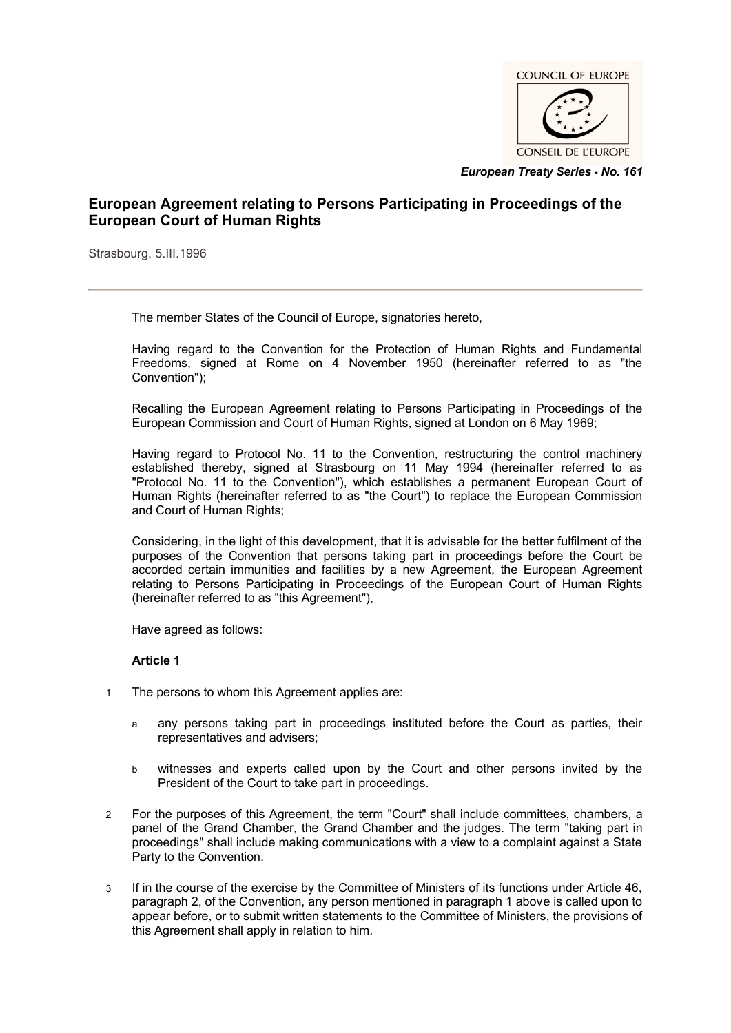COUNCIL OF EUROPE

CONSEIL DE L'EUROPE

*European Treaty Series - No. 161*

# European Agreement relating to Persons Participating in Proceedings of the European Court of Human Rights

Strasbourg, 5.III.1996

---

The member States of the Council of Europe, signatories hereto,

Having regard to the Convention for the Protection of Human Rights and Fundamental Freedoms, signed at Rome on 4 November 1950 (hereinafter referred to as "the Convention");

Recalling the European Agreement relating to Persons Participating in Proceedings of the European Commission and Court of Human Rights, signed at London on 6 May 1969;

Having regard to Protocol No. 11 to the Convention, restructuring the control machinery established thereby, signed at Strasbourg on 11 May 1994 (hereinafter referred to as "Protocol No. 11 to the Convention"), which establishes a permanent European Court of Human Rights (hereinafter referred to as "the Court") to replace the European Commission and Court of Human Rights;

Considering, in the light of this development, that it is advisable for the better fulfilment of the purposes of the Convention that persons taking part in proceedings before the Court be accorded certain immunities and facilities by a new Agreement, the European Agreement relating to Persons Participating in Proceedings of the European Court of Human Rights (hereinafter referred to as "this Agreement"),

Have agreed as follows:

**Article 1**

1 The persons to whom this Agreement applies are:

   a any persons taking part in proceedings instituted before the Court as parties, their representatives and advisers;

   b witnesses and experts called upon by the Court and other persons invited by the President of the Court to take part in proceedings.

2 For the purposes of this Agreement, the term "Court" shall include committees, chambers, a panel of the Grand Chamber, the Grand Chamber and the judges. The term "taking part in proceedings" shall include making communications with a view to a complaint against a State Party to the Convention.

3 If in the course of the exercise by the Committee of Ministers of its functions under Article 46, paragraph 2, of the Convention, any person mentioned in paragraph 1 above is called upon to appear before, or to submit written statements to the Committee of Ministers, the provisions of this Agreement shall apply in relation to him.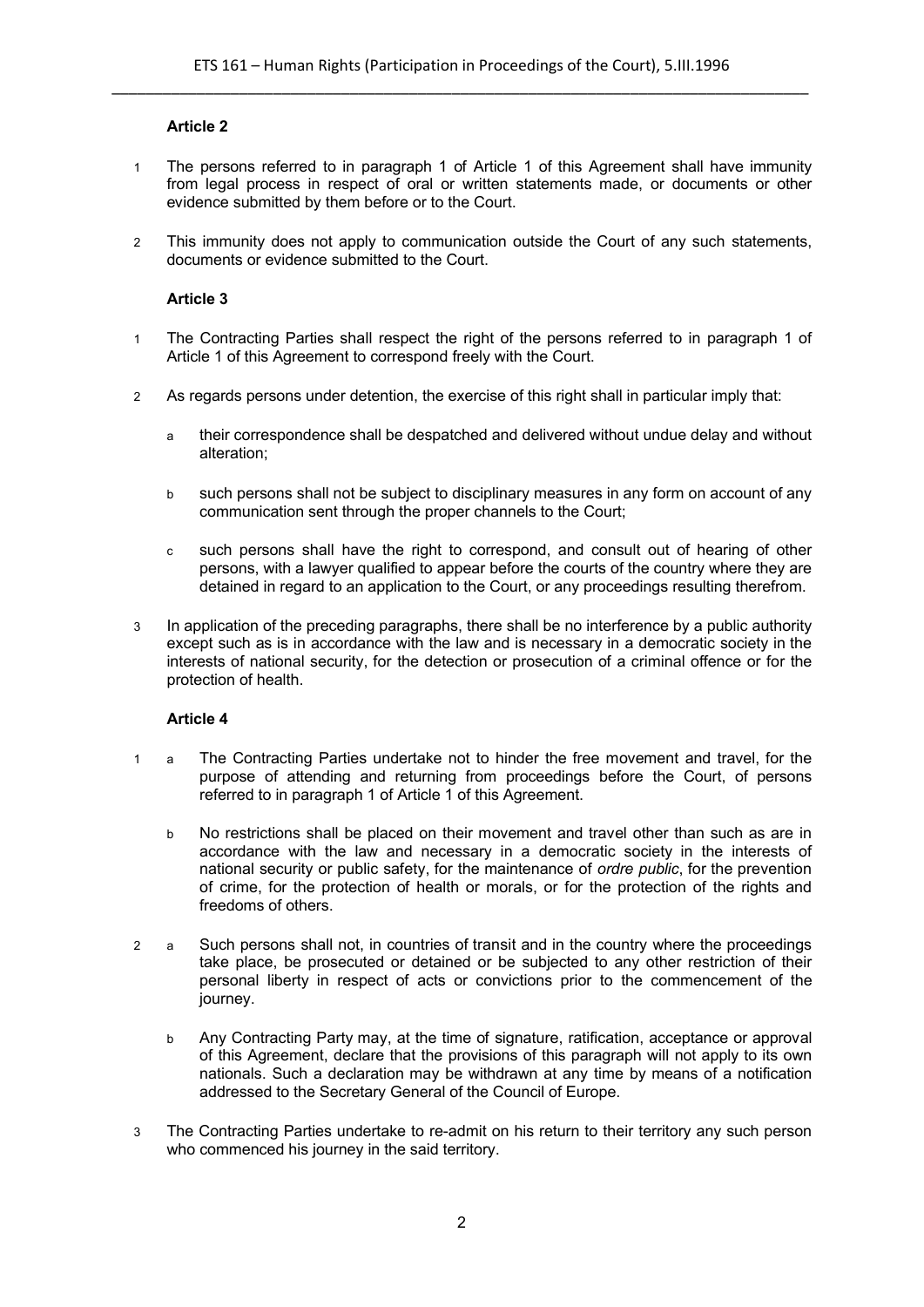**Article 2**

1 The persons referred to in paragraph 1 of Article 1 of this Agreement shall have immunity from legal process in respect of oral or written statements made, or documents or other evidence submitted by them before or to the Court.

2 This immunity does not apply to communication outside the Court of any such statements, documents or evidence submitted to the Court.

**Article 3**

1 The Contracting Parties shall respect the right of the persons referred to in paragraph 1 of Article 1 of this Agreement to correspond freely with the Court.

2 As regards persons under detention, the exercise of this right shall in particular imply that:

a their correspondence shall be despatched and delivered without undue delay and without alteration;

b such persons shall not be subject to disciplinary measures in any form on account of any communication sent through the proper channels to the Court;

c such persons shall have the right to correspond, and consult out of hearing of other persons, with a lawyer qualified to appear before the courts of the country where they are detained in regard to an application to the Court, or any proceedings resulting therefrom.

3 In application of the preceding paragraphs, there shall be no interference by a public authority except such as is in accordance with the law and is necessary in a democratic society in the interests of national security, for the detection or prosecution of a criminal offence or for the protection of health.

**Article 4**

1 a The Contracting Parties undertake not to hinder the free movement and travel, for the purpose of attending and returning from proceedings before the Court, of persons referred to in paragraph 1 of Article 1 of this Agreement.

b No restrictions shall be placed on their movement and travel other than such as are in accordance with the law and necessary in a democratic society in the interests of national security or public safety, for the maintenance of *ordre public*, for the prevention of crime, for the protection of health or morals, or for the protection of the rights and freedoms of others.

2 a Such persons shall not, in countries of transit and in the country where the proceedings take place, be prosecuted or detained or be subjected to any other restriction of their personal liberty in respect of acts or convictions prior to the commencement of the journey.

b Any Contracting Party may, at the time of signature, ratification, acceptance or approval of this Agreement, declare that the provisions of this paragraph will not apply to its own nationals. Such a declaration may be withdrawn at any time by means of a notification addressed to the Secretary General of the Council of Europe.

3 The Contracting Parties undertake to re-admit on his return to their territory any such person who commenced his journey in the said territory.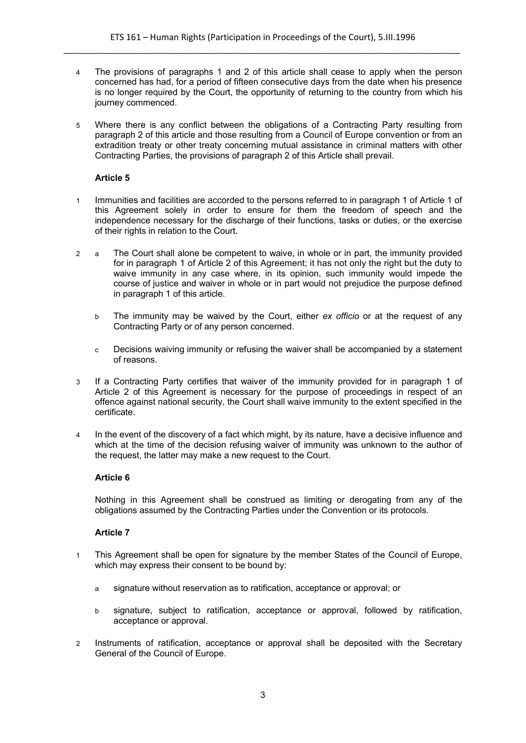4 The provisions of paragraphs 1 and 2 of this article shall cease to apply when the person concerned has had, for a period of fifteen consecutive days from the date when his presence is no longer required by the Court, the opportunity of returning to the country from which his journey commenced.

5 Where there is any conflict between the obligations of a Contracting Party resulting from paragraph 2 of this article and those resulting from a Council of Europe convention or from an extradition treaty or other treaty concerning mutual assistance in criminal matters with other Contracting Parties, the provisions of paragraph 2 of this Article shall prevail.

**Article 5**

1 Immunities and facilities are accorded to the persons referred to in paragraph 1 of Article 1 of this Agreement solely in order to ensure for them the freedom of speech and the independence necessary for the discharge of their functions, tasks or duties, or the exercise of their rights in relation to the Court.

2 a The Court shall alone be competent to waive, in whole or in part, the immunity provided for in paragraph 1 of Article 2 of this Agreement; it has not only the right but the duty to waive immunity in any case where, in its opinion, such immunity would impede the course of justice and waiver in whole or in part would not prejudice the purpose defined in paragraph 1 of this article.

b The immunity may be waived by the Court, either *ex officio* or at the request of any Contracting Party or of any person concerned.

c Decisions waiving immunity or refusing the waiver shall be accompanied by a statement of reasons.

3 If a Contracting Party certifies that waiver of the immunity provided for in paragraph 1 of Article 2 of this Agreement is necessary for the purpose of proceedings in respect of an offence against national security, the Court shall waive immunity to the extent specified in the certificate.

4 In the event of the discovery of a fact which might, by its nature, have a decisive influence and which at the time of the decision refusing waiver of immunity was unknown to the author of the request, the latter may make a new request to the Court.

**Article 6**

Nothing in this Agreement shall be construed as limiting or derogating from any of the obligations assumed by the Contracting Parties under the Convention or its protocols.

**Article 7**

1 This Agreement shall be open for signature by the member States of the Council of Europe, which may express their consent to be bound by:

a signature without reservation as to ratification, acceptance or approval; or

b signature, subject to ratification, acceptance or approval, followed by ratification, acceptance or approval.

2 Instruments of ratification, acceptance or approval shall be deposited with the Secretary General of the Council of Europe.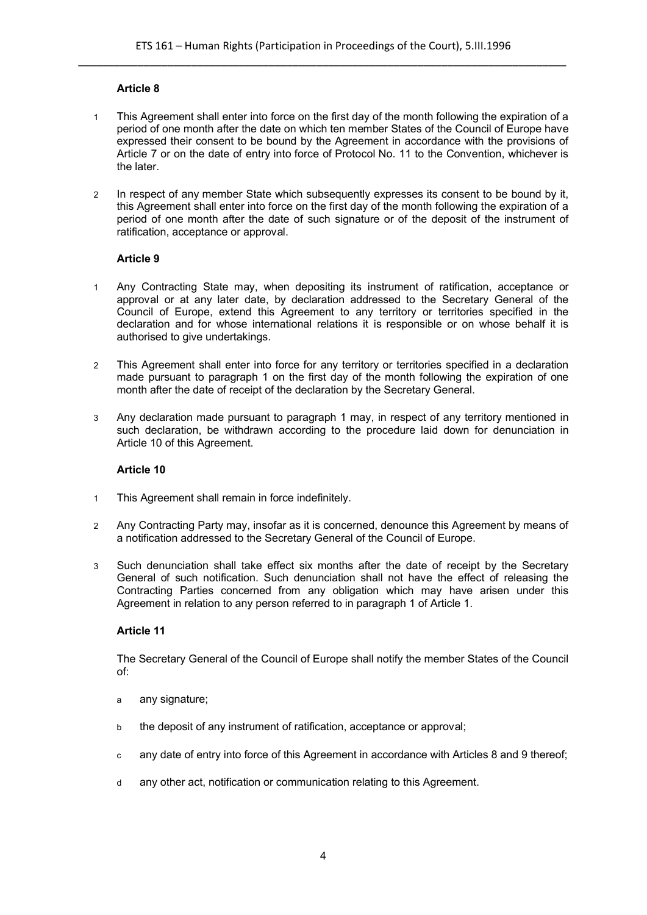**Article 8**

1 This Agreement shall enter into force on the first day of the month following the expiration of a period of one month after the date on which ten member States of the Council of Europe have expressed their consent to be bound by the Agreement in accordance with the provisions of Article 7 or on the date of entry into force of Protocol No. 11 to the Convention, whichever is the later.

2 In respect of any member State which subsequently expresses its consent to be bound by it, this Agreement shall enter into force on the first day of the month following the expiration of a period of one month after the date of such signature or of the deposit of the instrument of ratification, acceptance or approval.

**Article 9**

1 Any Contracting State may, when depositing its instrument of ratification, acceptance or approval or at any later date, by declaration addressed to the Secretary General of the Council of Europe, extend this Agreement to any territory or territories specified in the declaration and for whose international relations it is responsible or on whose behalf it is authorised to give undertakings.

2 This Agreement shall enter into force for any territory or territories specified in a declaration made pursuant to paragraph 1 on the first day of the month following the expiration of one month after the date of receipt of the declaration by the Secretary General.

3 Any declaration made pursuant to paragraph 1 may, in respect of any territory mentioned in such declaration, be withdrawn according to the procedure laid down for denunciation in Article 10 of this Agreement.

**Article 10**

1 This Agreement shall remain in force indefinitely.

2 Any Contracting Party may, insofar as it is concerned, denounce this Agreement by means of a notification addressed to the Secretary General of the Council of Europe.

3 Such denunciation shall take effect six months after the date of receipt by the Secretary General of such notification. Such denunciation shall not have the effect of releasing the Contracting Parties concerned from any obligation which may have arisen under this Agreement in relation to any person referred to in paragraph 1 of Article 1.

**Article 11**

The Secretary General of the Council of Europe shall notify the member States of the Council of:

a any signature;

b the deposit of any instrument of ratification, acceptance or approval;

c any date of entry into force of this Agreement in accordance with Articles 8 and 9 thereof;

d any other act, notification or communication relating to this Agreement.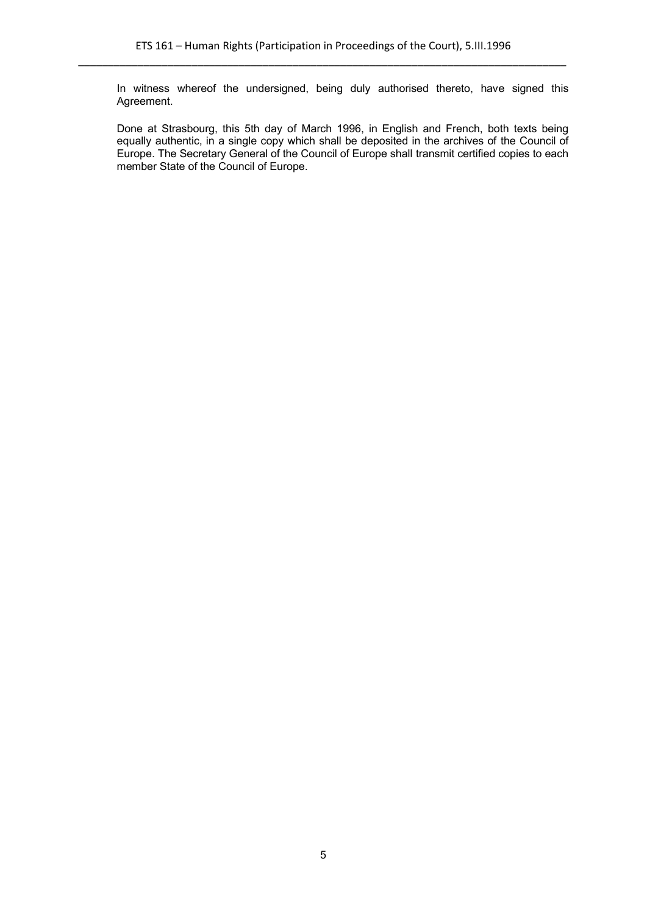In witness whereof the undersigned, being duly authorised thereto, have signed this Agreement.

Done at Strasbourg, this 5th day of March 1996, in English and French, both texts being equally authentic, in a single copy which shall be deposited in the archives of the Council of Europe. The Secretary General of the Council of Europe shall transmit certified copies to each member State of the Council of Europe.